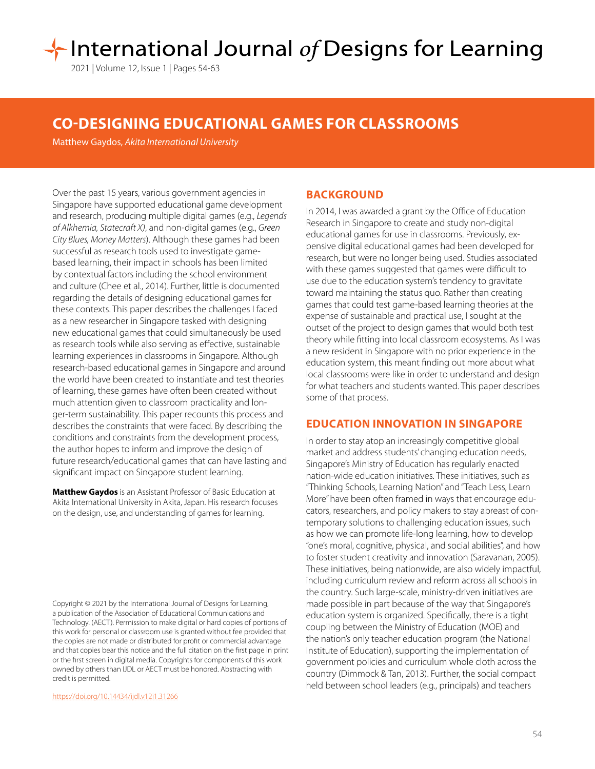# CO-DESIGNING EDUCATIONAL GAMES FOR CLASSROOMS

Matthew Gaydos, *Akita International University*

Over the past 15 years, various government agencies in Singapore have supported educational game development and research, producing multiple digital games (e.g., *Legends of Alkhemia, Statecraft X*), and non-digital games (e.g., *Green City Blues, Money Matters*). Although these games had been successful as research tools used to investigate game-based learning, their impact in schools has been limited by contextual factors including the school environment and culture (Chee et al., 2014). Further, little is documented regarding the details of designing educational games for these contexts. This paper describes the challenges I faced as a new researcher in Singapore tasked with designing new educational games that could simultaneously be used as research tools while also serving as effective, sustainable learning experiences in classrooms in Singapore. Although research-based educational games in Singapore and around the world have been created to instantiate and test theories of learning, these games have often been created without much attention given to classroom practicality and longer-term sustainability. This paper recounts this process and describes the constraints that were faced. By describing the conditions and constraints from the development process, the author hopes to inform and improve the design of future research/educational games that can have lasting and significant impact on Singapore student learning.

**Matthew Gaydos** is an Assistant Professor of Basic Education at Akita International University in Akita, Japan. His research focuses on the design, use, and understanding of games for learning.

Copyright © 2021 by the International Journal of Designs for Learning, a publication of the Association of Educational Communications and Technology. (AECT). Permission to make digital or hard copies of portions of this work for personal or classroom use is granted without fee provided that the copies are not made or distributed for profit or commercial advantage and that copies bear this notice and the full citation on the first page in print or the first screen in digital media. Copyrights for components of this work owned by others than IJDL or AECT must be honored. Abstracting with credit is permitted.

https://doi.org/10.14434/ijdl.v12i1.31266

## BACKGROUND

In 2014, I was awarded a grant by the Office of Education Research in Singapore to create and study non-digital educational games for use in classrooms. Previously, expensive digital educational games had been developed for research, but were no longer being used. Studies associated with these games suggested that games were difficult to use due to the education system's tendency to gravitate toward maintaining the status quo. Rather than creating games that could test game-based learning theories at the expense of sustainable and practical use, I sought at the outset of the project to design games that would both test theory while fitting into local classroom ecosystems. As I was a new resident in Singapore with no prior experience in the education system, this meant finding out more about what local classrooms were like in order to understand and design for what teachers and students wanted. This paper describes some of that process.

## EDUCATION INNOVATION IN SINGAPORE

In order to stay atop an increasingly competitive global market and address students' changing education needs, Singapore's Ministry of Education has regularly enacted nation-wide education initiatives. These initiatives, such as "Thinking Schools, Learning Nation" and "Teach Less, Learn More" have been often framed in ways that encourage educators, researchers, and policy makers to stay abreast of contemporary solutions to challenging education issues, such as how we can promote life-long learning, how to develop "one's moral, cognitive, physical, and social abilities", and how to foster student creativity and innovation (Saravanan, 2005). These initiatives, being nationwide, are also widely impactful, including curriculum review and reform across all schools in the country. Such large-scale, ministry-driven initiatives are made possible in part because of the way that Singapore's education system is organized. Specifically, there is a tight coupling between the Ministry of Education (MOE) and the nation's only teacher education program (the National Institute of Education), supporting the implementation of government policies and curriculum whole cloth across the country (Dimmock & Tan, 2013). Further, the social compact held between school leaders (e.g., principals) and teachers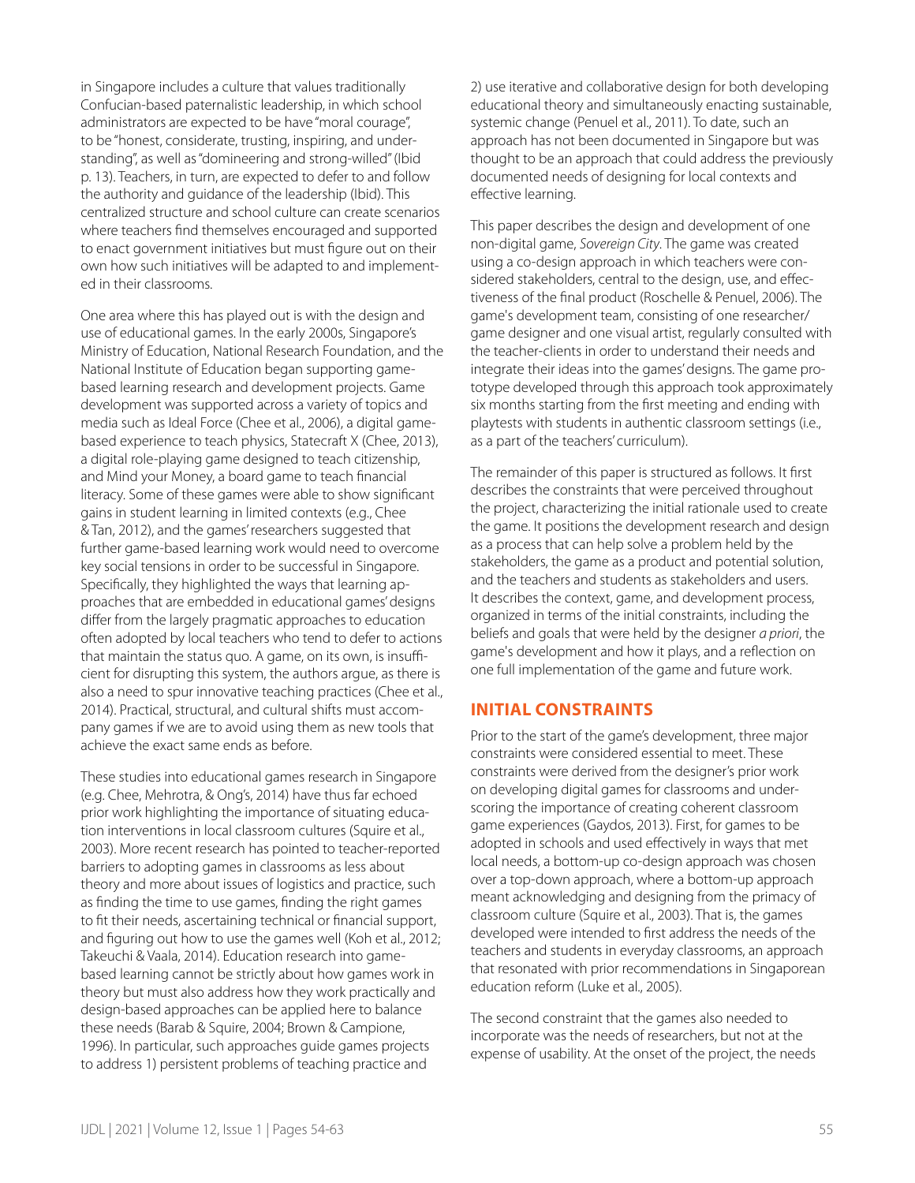in Singapore includes a culture that values traditionally Confucian-based paternalistic leadership, in which school administrators are expected to be have "moral courage", to be "honest, considerate, trusting, inspiring, and understanding", as well as "domineering and strong-willed" (Ibid p. 13). Teachers, in turn, are expected to defer to and follow the authority and guidance of the leadership (Ibid). This centralized structure and school culture can create scenarios where teachers find themselves encouraged and supported to enact government initiatives but must figure out on their own how such initiatives will be adapted to and implemented in their classrooms.

One area where this has played out is with the design and use of educational games. In the early 2000s, Singapore's Ministry of Education, National Research Foundation, and the National Institute of Education began supporting game-based learning research and development projects. Game development was supported across a variety of topics and media such as Ideal Force (Chee et al., 2006), a digital game-based experience to teach physics, Statecraft X (Chee, 2013), a digital role-playing game designed to teach citizenship, and Mind your Money, a board game to teach financial literacy. Some of these games were able to show significant gains in student learning in limited contexts (e.g., Chee & Tan, 2012), and the games' researchers suggested that further game-based learning work would need to overcome key social tensions in order to be successful in Singapore. Specifically, they highlighted the ways that learning approaches that are embedded in educational games' designs differ from the largely pragmatic approaches to education often adopted by local teachers who tend to defer to actions that maintain the status quo. A game, on its own, is insufficient for disrupting this system, the authors argue, as there is also a need to spur innovative teaching practices (Chee et al., 2014). Practical, structural, and cultural shifts must accompany games if we are to avoid using them as new tools that achieve the exact same ends as before.

These studies into educational games research in Singapore (e.g. Chee, Mehrotra, & Ong's, 2014) have thus far echoed prior work highlighting the importance of situating education interventions in local classroom cultures (Squire et al., 2003). More recent research has pointed to teacher-reported barriers to adopting games in classrooms as less about theory and more about issues of logistics and practice, such as finding the time to use games, finding the right games to fit their needs, ascertaining technical or financial support, and figuring out how to use the games well (Koh et al., 2012; Takeuchi & Vaala, 2014). Education research into game-based learning cannot be strictly about how games work in theory but must also address how they work practically and design-based approaches can be applied here to balance these needs (Barab & Squire, 2004; Brown & Campione, 1996). In particular, such approaches guide games projects to address 1) persistent problems of teaching practice and 2) use iterative and collaborative design for both developing educational theory and simultaneously enacting sustainable, systemic change (Penuel et al., 2011). To date, such an approach has not been documented in Singapore but was thought to be an approach that could address the previously documented needs of designing for local contexts and effective learning.

This paper describes the design and development of one non-digital game, *Sovereign City*. The game was created using a co-design approach in which teachers were considered stakeholders, central to the design, use, and effectiveness of the final product (Roschelle & Penuel, 2006). The game's development team, consisting of one researcher/game designer and one visual artist, regularly consulted with the teacher-clients in order to understand their needs and integrate their ideas into the games' designs. The game prototype developed through this approach took approximately six months starting from the first meeting and ending with playtests with students in authentic classroom settings (i.e., as a part of the teachers' curriculum).

The remainder of this paper is structured as follows. It first describes the constraints that were perceived throughout the project, characterizing the initial rationale used to create the game. It positions the development research and design as a process that can help solve a problem held by the stakeholders, the game as a product and potential solution, and the teachers and students as stakeholders and users. It describes the context, game, and development process, organized in terms of the initial constraints, including the beliefs and goals that were held by the designer *a priori*, the game's development and how it plays, and a reflection on one full implementation of the game and future work.

## INITIAL CONSTRAINTS

Prior to the start of the game's development, three major constraints were considered essential to meet. These constraints were derived from the designer's prior work on developing digital games for classrooms and underscoring the importance of creating coherent classroom game experiences (Gaydos, 2013). First, for games to be adopted in schools and used effectively in ways that met local needs, a bottom-up co-design approach was chosen over a top-down approach, where a bottom-up approach meant acknowledging and designing from the primacy of classroom culture (Squire et al., 2003). That is, the games developed were intended to first address the needs of the teachers and students in everyday classrooms, an approach that resonated with prior recommendations in Singaporean education reform (Luke et al., 2005).

The second constraint that the games also needed to incorporate was the needs of researchers, but not at the expense of usability. At the onset of the project, the needs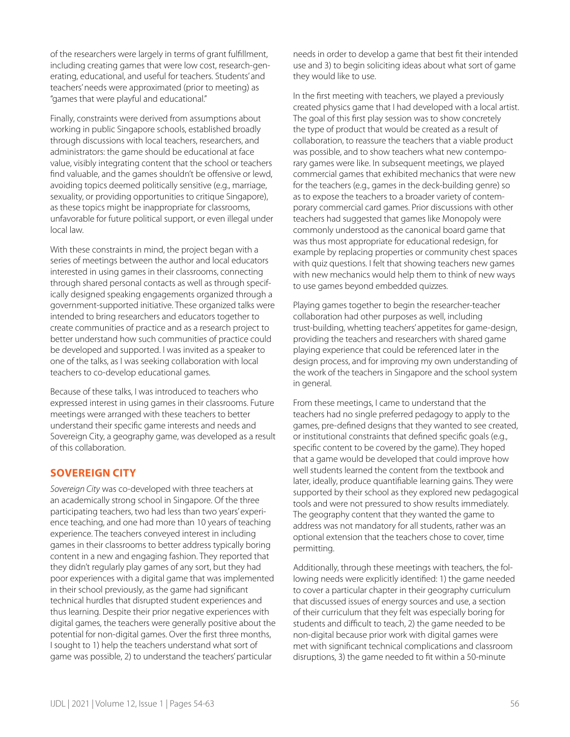of the researchers were largely in terms of grant fulfillment, including creating games that were low cost, research-generating, educational, and useful for teachers. Students' and teachers' needs were approximated (prior to meeting) as "games that were playful and educational."

Finally, constraints were derived from assumptions about working in public Singapore schools, established broadly through discussions with local teachers, researchers, and administrators: the game should be educational at face value, visibly integrating content that the school or teachers find valuable, and the games shouldn't be offensive or lewd, avoiding topics deemed politically sensitive (e.g., marriage, sexuality, or providing opportunities to critique Singapore), as these topics might be inappropriate for classrooms, unfavorable for future political support, or even illegal under local law.

With these constraints in mind, the project began with a series of meetings between the author and local educators interested in using games in their classrooms, connecting through shared personal contacts as well as through specifically designed speaking engagements organized through a government-supported initiative. These organized talks were intended to bring researchers and educators together to create communities of practice and as a research project to better understand how such communities of practice could be developed and supported. I was invited as a speaker to one of the talks, as I was seeking collaboration with local teachers to co-develop educational games.

Because of these talks, I was introduced to teachers who expressed interest in using games in their classrooms. Future meetings were arranged with these teachers to better understand their specific game interests and needs and Sovereign City, a geography game, was developed as a result of this collaboration.

## SOVEREIGN CITY

*Sovereign City* was co-developed with three teachers at an academically strong school in Singapore. Of the three participating teachers, two had less than two years' experience teaching, and one had more than 10 years of teaching experience. The teachers conveyed interest in including games in their classrooms to better address typically boring content in a new and engaging fashion. They reported that they didn't regularly play games of any sort, but they had poor experiences with a digital game that was implemented in their school previously, as the game had significant technical hurdles that disrupted student experiences and thus learning. Despite their prior negative experiences with digital games, the teachers were generally positive about the potential for non-digital games. Over the first three months, I sought to 1) help the teachers understand what sort of game was possible, 2) to understand the teachers' particular needs in order to develop a game that best fit their intended use and 3) to begin soliciting ideas about what sort of game they would like to use.

In the first meeting with teachers, we played a previously created physics game that I had developed with a local artist. The goal of this first play session was to show concretely the type of product that would be created as a result of collaboration, to reassure the teachers that a viable product was possible, and to show teachers what new contemporary games were like. In subsequent meetings, we played commercial games that exhibited mechanics that were new for the teachers (e.g., games in the deck-building genre) so as to expose the teachers to a broader variety of contemporary commercial card games. Prior discussions with other teachers had suggested that games like Monopoly were commonly understood as the canonical board game that was thus most appropriate for educational redesign, for example by replacing properties or community chest spaces with quiz questions. I felt that showing teachers new games with new mechanics would help them to think of new ways to use games beyond embedded quizzes.

Playing games together to begin the researcher-teacher collaboration had other purposes as well, including trust-building, whetting teachers' appetites for game-design, providing the teachers and researchers with shared game playing experience that could be referenced later in the design process, and for improving my own understanding of the work of the teachers in Singapore and the school system in general.

From these meetings, I came to understand that the teachers had no single preferred pedagogy to apply to the games, pre-defined designs that they wanted to see created, or institutional constraints that defined specific goals (e.g., specific content to be covered by the game). They hoped that a game would be developed that could improve how well students learned the content from the textbook and later, ideally, produce quantifiable learning gains. They were supported by their school as they explored new pedagogical tools and were not pressured to show results immediately. The geography content that they wanted the game to address was not mandatory for all students, rather was an optional extension that the teachers chose to cover, time permitting.

Additionally, through these meetings with teachers, the following needs were explicitly identified: 1) the game needed to cover a particular chapter in their geography curriculum that discussed issues of energy sources and use, a section of their curriculum that they felt was especially boring for students and difficult to teach, 2) the game needed to be non-digital because prior work with digital games were met with significant technical complications and classroom disruptions, 3) the game needed to fit within a 50-minute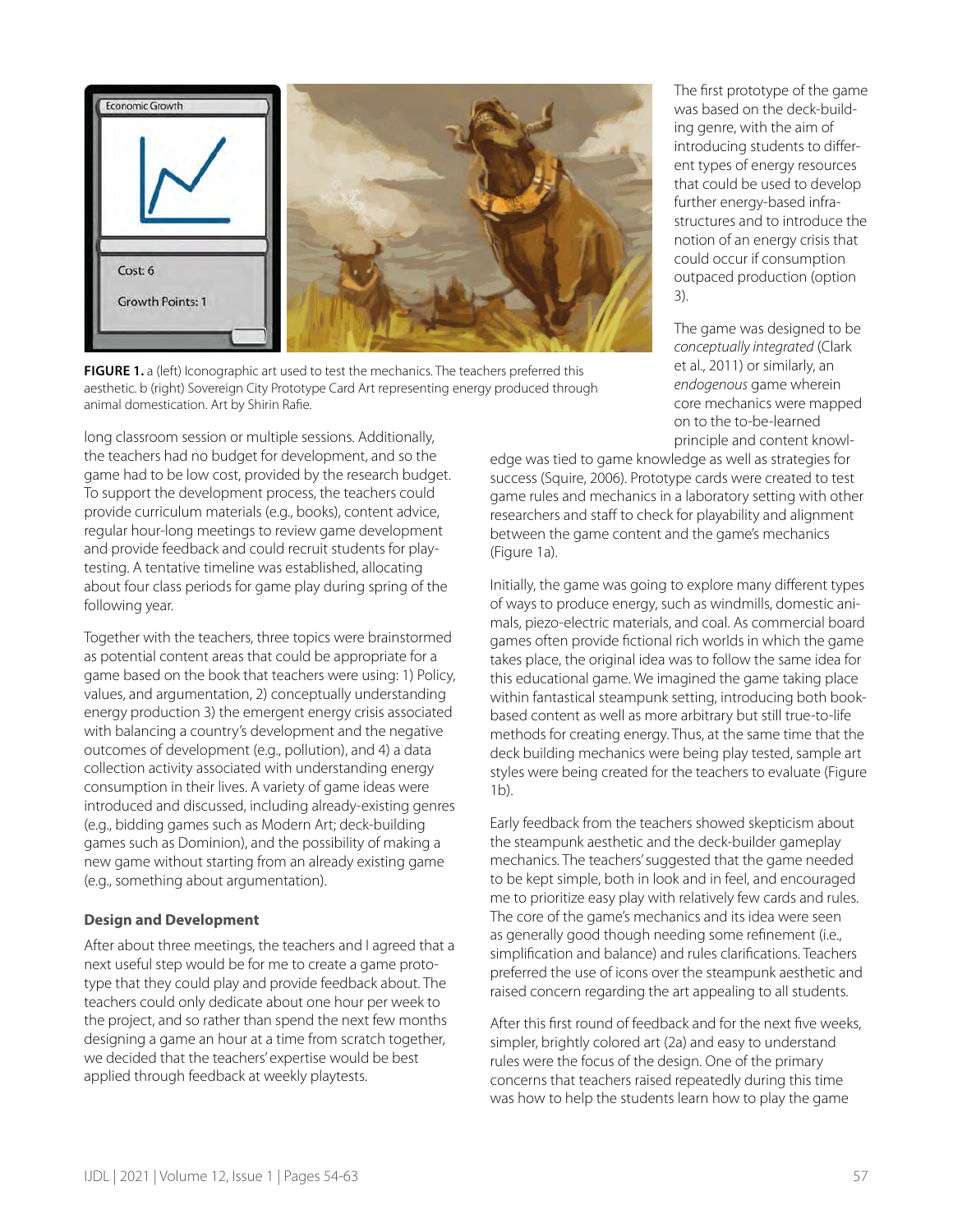FIGURE 1. a (left) Iconographic art used to test the mechanics. The teachers preferred this aesthetic. b (right) Sovereign City Prototype Card Art representing energy produced through animal domestication. Art by Shirin Rafie.

long classroom session or multiple sessions. Additionally, the teachers had no budget for development, and so the game had to be low cost, provided by the research budget. To support the development process, the teachers could provide curriculum materials (e.g., books), content advice, regular hour-long meetings to review game development and provide feedback and could recruit students for playtesting. A tentative timeline was established, allocating about four class periods for game play during spring of the following year.

Together with the teachers, three topics were brainstormed as potential content areas that could be appropriate for a game based on the book that teachers were using: 1) Policy, values, and argumentation, 2) conceptually understanding energy production 3) the emergent energy crisis associated with balancing a country's development and the negative outcomes of development (e.g., pollution), and 4) a data collection activity associated with understanding energy consumption in their lives. A variety of game ideas were introduced and discussed, including already-existing genres (e.g., bidding games such as Modern Art; deck-building games such as Dominion), and the possibility of making a new game without starting from an already existing game (e.g., something about argumentation).

### Design and Development

After about three meetings, the teachers and I agreed that a next useful step would be for me to create a game prototype that they could play and provide feedback about. The teachers could only dedicate about one hour per week to the project, and so rather than spend the next few months designing a game an hour at a time from scratch together, we decided that the teachers' expertise would be best applied through feedback at weekly playtests.

The first prototype of the game was based on the deck-building genre, with the aim of introducing students to different types of energy resources that could be used to develop further energy-based infrastructures and to introduce the notion of an energy crisis that could occur if consumption outpaced production (option 3).

The game was designed to be *conceptually integrated* (Clark et al., 2011) or similarly, an *endogenous* game wherein core mechanics were mapped on to the to-be-learned principle and content knowledge was tied to game knowledge as well as strategies for success (Squire, 2006). Prototype cards were created to test game rules and mechanics in a laboratory setting with other researchers and staff to check for playability and alignment between the game content and the game's mechanics (Figure 1a).

Initially, the game was going to explore many different types of ways to produce energy, such as windmills, domestic animals, piezo-electric materials, and coal. As commercial board games often provide fictional rich worlds in which the game takes place, the original idea was to follow the same idea for this educational game. We imagined the game taking place within fantastical steampunk setting, introducing both book-based content as well as more arbitrary but still true-to-life methods for creating energy. Thus, at the same time that the deck building mechanics were being play tested, sample art styles were being created for the teachers to evaluate (Figure 1b).

Early feedback from the teachers showed skepticism about the steampunk aesthetic and the deck-builder gameplay mechanics. The teachers' suggested that the game needed to be kept simple, both in look and in feel, and encouraged me to prioritize easy play with relatively few cards and rules. The core of the game's mechanics and its idea were seen as generally good though needing some refinement (i.e., simplification and balance) and rules clarifications. Teachers preferred the use of icons over the steampunk aesthetic and raised concern regarding the art appealing to all students.

After this first round of feedback and for the next five weeks, simpler, brightly colored art (2a) and easy to understand rules were the focus of the design. One of the primary concerns that teachers raised repeatedly during this time was how to help the students learn how to play the game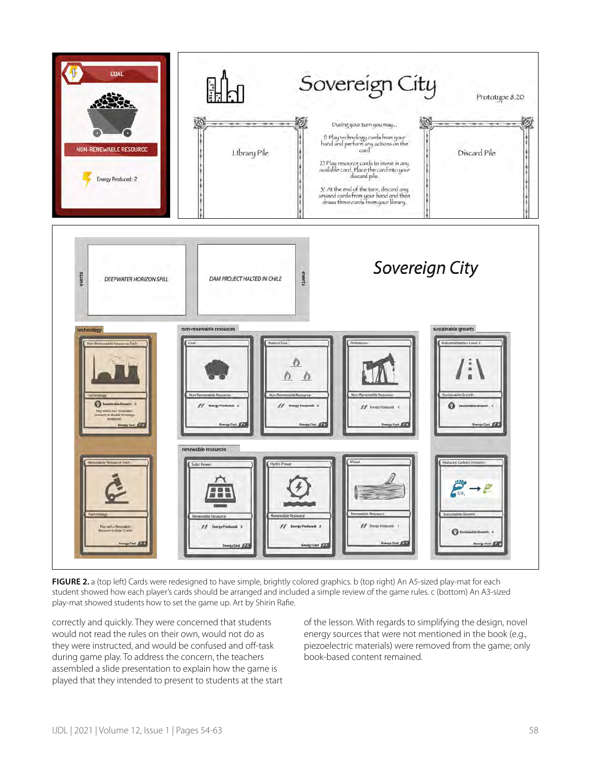**FIGURE 2.** a (top left) Cards were redesigned to have simple, brightly colored graphics. b (top right) An A5-sized play-mat for each student showed how each player's cards should be arranged and included a simple review of the game rules. c (bottom) An A3-sized play-mat showed students how to set the game up. Art by Shirin Rafie.

correctly and quickly. They were concerned that students would not read the rules on their own, would not do as they were instructed, and would be confused and off-task during game play. To address the concern, the teachers assembled a slide presentation to explain how the game is played that they intended to present to students at the start of the lesson. With regards to simplifying the design, novel energy sources that were not mentioned in the book (e.g., piezoelectric materials) were removed from the game; only book-based content remained.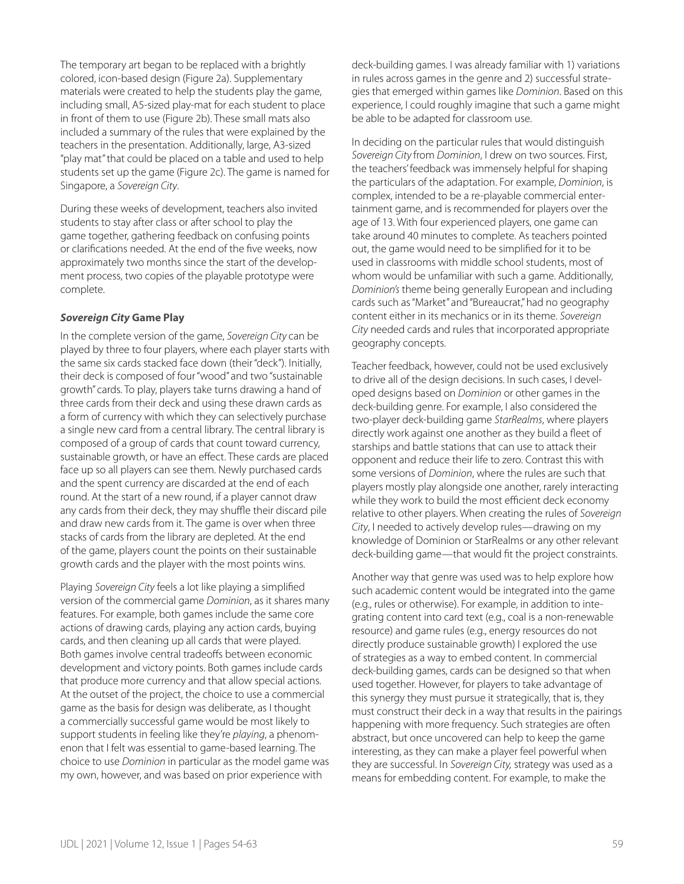The temporary art began to be replaced with a brightly colored, icon-based design (Figure 2a). Supplementary materials were created to help the students play the game, including small, A5-sized play-mat for each student to place in front of them to use (Figure 2b). These small mats also included a summary of the rules that were explained by the teachers in the presentation. Additionally, large, A3-sized "play mat" that could be placed on a table and used to help students set up the game (Figure 2c). The game is named for Singapore, a *Sovereign City*.

During these weeks of development, teachers also invited students to stay after class or after school to play the game together, gathering feedback on confusing points or clarifications needed. At the end of the five weeks, now approximately two months since the start of the development process, two copies of the playable prototype were complete.

#### ***Sovereign City* Game Play**

In the complete version of the game, *Sovereign City* can be played by three to four players, where each player starts with the same six cards stacked face down (their "deck"). Initially, their deck is composed of four "wood" and two "sustainable growth" cards. To play, players take turns drawing a hand of three cards from their deck and using these drawn cards as a form of currency with which they can selectively purchase a single new card from a central library. The central library is composed of a group of cards that count toward currency, sustainable growth, or have an effect. These cards are placed face up so all players can see them. Newly purchased cards and the spent currency are discarded at the end of each round. At the start of a new round, if a player cannot draw any cards from their deck, they may shuffle their discard pile and draw new cards from it. The game is over when three stacks of cards from the library are depleted. At the end of the game, players count the points on their sustainable growth cards and the player with the most points wins.

Playing *Sovereign City* feels a lot like playing a simplified version of the commercial game *Dominion*, as it shares many features. For example, both games include the same core actions of drawing cards, playing any action cards, buying cards, and then cleaning up all cards that were played. Both games involve central tradeoffs between economic development and victory points. Both games include cards that produce more currency and that allow special actions. At the outset of the project, the choice to use a commercial game as the basis for design was deliberate, as I thought a commercially successful game would be most likely to support students in feeling like they're *playing*, a phenomenon that I felt was essential to game-based learning. The choice to use *Dominion* in particular as the model game was my own, however, and was based on prior experience with deck-building games. I was already familiar with 1) variations in rules across games in the genre and 2) successful strategies that emerged within games like *Dominion*. Based on this experience, I could roughly imagine that such a game might be able to be adapted for classroom use.

In deciding on the particular rules that would distinguish *Sovereign City* from *Dominion*, I drew on two sources. First, the teachers' feedback was immensely helpful for shaping the particulars of the adaptation. For example, *Dominion*, is complex, intended to be a re-playable commercial entertainment game, and is recommended for players over the age of 13. With four experienced players, one game can take around 40 minutes to complete. As teachers pointed out, the game would need to be simplified for it to be used in classrooms with middle school students, most of whom would be unfamiliar with such a game. Additionally, *Dominion's* theme being generally European and including cards such as "Market" and "Bureaucrat," had no geography content either in its mechanics or in its theme. *Sovereign City* needed cards and rules that incorporated appropriate geography concepts.

Teacher feedback, however, could not be used exclusively to drive all of the design decisions. In such cases, I developed designs based on *Dominion* or other games in the deck-building genre. For example, I also considered the two-player deck-building game *StarRealms*, where players directly work against one another as they build a fleet of starships and battle stations that can use to attack their opponent and reduce their life to zero. Contrast this with some versions of *Dominion*, where the rules are such that players mostly play alongside one another, rarely interacting while they work to build the most efficient deck economy relative to other players. When creating the rules of *Sovereign City*, I needed to actively develop rules—drawing on my knowledge of Dominion or StarRealms or any other relevant deck-building game—that would fit the project constraints.

Another way that genre was used was to help explore how such academic content would be integrated into the game (e.g., rules or otherwise). For example, in addition to integrating content into card text (e.g., coal is a non-renewable resource) and game rules (e.g., energy resources do not directly produce sustainable growth) I explored the use of strategies as a way to embed content. In commercial deck-building games, cards can be designed so that when used together. However, for players to take advantage of this synergy they must pursue it strategically, that is, they must construct their deck in a way that results in the pairings happening with more frequency. Such strategies are often abstract, but once uncovered can help to keep the game interesting, as they can make a player feel powerful when they are successful. In *Sovereign City,* strategy was used as a means for embedding content. For example, to make the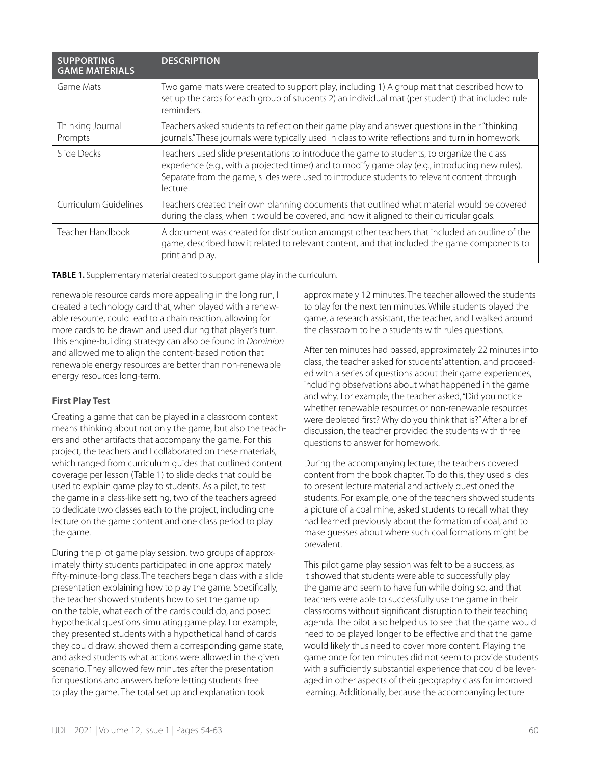| SUPPORTING GAME MATERIALS | DESCRIPTION |
|---|---|
| Game Mats | Two game mats were created to support play, including 1) A group mat that described how to set up the cards for each group of students 2) an individual mat (per student) that included rule reminders. |
| Thinking Journal Prompts | Teachers asked students to reflect on their game play and answer questions in their "thinking journals." These journals were typically used in class to write reflections and turn in homework. |
| Slide Decks | Teachers used slide presentations to introduce the game to students, to organize the class experience (e.g., with a projected timer) and to modify game play (e.g., introducing new rules). Separate from the game, slides were used to introduce students to relevant content through lecture. |
| Curriculum Guidelines | Teachers created their own planning documents that outlined what material would be covered during the class, when it would be covered, and how it aligned to their curricular goals. |
| Teacher Handbook | A document was created for distribution amongst other teachers that included an outline of the game, described how it related to relevant content, and that included the game components to print and play. |

**TABLE 1.** Supplementary material created to support game play in the curriculum.

renewable resource cards more appealing in the long run, I created a technology card that, when played with a renewable resource, could lead to a chain reaction, allowing for more cards to be drawn and used during that player's turn. This engine-building strategy can also be found in *Dominion* and allowed me to align the content-based notion that renewable energy resources are better than non-renewable energy resources long-term.

### First Play Test

Creating a game that can be played in a classroom context means thinking about not only the game, but also the teachers and other artifacts that accompany the game. For this project, the teachers and I collaborated on these materials, which ranged from curriculum guides that outlined content coverage per lesson (Table 1) to slide decks that could be used to explain game play to students. As a pilot, to test the game in a class-like setting, two of the teachers agreed to dedicate two classes each to the project, including one lecture on the game content and one class period to play the game.

During the pilot game play session, two groups of approximately thirty students participated in one approximately fifty-minute-long class. The teachers began class with a slide presentation explaining how to play the game. Specifically, the teacher showed students how to set the game up on the table, what each of the cards could do, and posed hypothetical questions simulating game play. For example, they presented students with a hypothetical hand of cards they could draw, showed them a corresponding game state, and asked students what actions were allowed in the given scenario. They allowed few minutes after the presentation for questions and answers before letting students free to play the game. The total set up and explanation took approximately 12 minutes. The teacher allowed the students to play for the next ten minutes. While students played the game, a research assistant, the teacher, and I walked around the classroom to help students with rules questions.

After ten minutes had passed, approximately 22 minutes into class, the teacher asked for students' attention, and proceeded with a series of questions about their game experiences, including observations about what happened in the game and why. For example, the teacher asked, "Did you notice whether renewable resources or non-renewable resources were depleted first? Why do you think that is?" After a brief discussion, the teacher provided the students with three questions to answer for homework.

During the accompanying lecture, the teachers covered content from the book chapter. To do this, they used slides to present lecture material and actively questioned the students. For example, one of the teachers showed students a picture of a coal mine, asked students to recall what they had learned previously about the formation of coal, and to make guesses about where such coal formations might be prevalent.

This pilot game play session was felt to be a success, as it showed that students were able to successfully play the game and seem to have fun while doing so, and that teachers were able to successfully use the game in their classrooms without significant disruption to their teaching agenda. The pilot also helped us to see that the game would need to be played longer to be effective and that the game would likely thus need to cover more content. Playing the game once for ten minutes did not seem to provide students with a sufficiently substantial experience that could be leveraged in other aspects of their geography class for improved learning. Additionally, because the accompanying lecture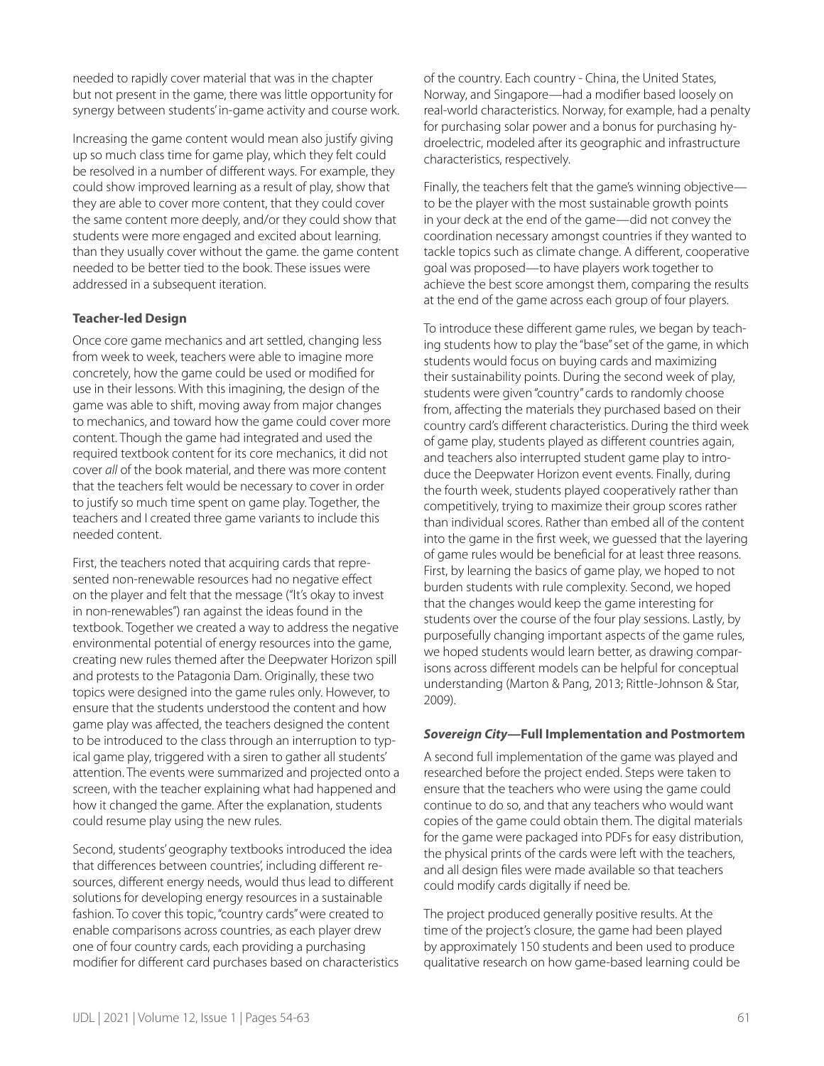needed to rapidly cover material that was in the chapter but not present in the game, there was little opportunity for synergy between students' in-game activity and course work.

Increasing the game content would mean also justify giving up so much class time for game play, which they felt could be resolved in a number of different ways. For example, they could show improved learning as a result of play, show that they are able to cover more content, that they could cover the same content more deeply, and/or they could show that students were more engaged and excited about learning. than they usually cover without the game. the game content needed to be better tied to the book. These issues were addressed in a subsequent iteration.

**Teacher-led Design**

Once core game mechanics and art settled, changing less from week to week, teachers were able to imagine more concretely, how the game could be used or modified for use in their lessons. With this imagining, the design of the game was able to shift, moving away from major changes to mechanics, and toward how the game could cover more content. Though the game had integrated and used the required textbook content for its core mechanics, it did not cover *all* of the book material, and there was more content that the teachers felt would be necessary to cover in order to justify so much time spent on game play. Together, the teachers and I created three game variants to include this needed content.

First, the teachers noted that acquiring cards that represented non-renewable resources had no negative effect on the player and felt that the message ("It's okay to invest in non-renewables") ran against the ideas found in the textbook. Together we created a way to address the negative environmental potential of energy resources into the game, creating new rules themed after the Deepwater Horizon spill and protests to the Patagonia Dam. Originally, these two topics were designed into the game rules only. However, to ensure that the students understood the content and how game play was affected, the teachers designed the content to be introduced to the class through an interruption to typical game play, triggered with a siren to gather all students' attention. The events were summarized and projected onto a screen, with the teacher explaining what had happened and how it changed the game. After the explanation, students could resume play using the new rules.

Second, students' geography textbooks introduced the idea that differences between countries', including different resources, different energy needs, would thus lead to different solutions for developing energy resources in a sustainable fashion. To cover this topic, "country cards" were created to enable comparisons across countries, as each player drew one of four country cards, each providing a purchasing modifier for different card purchases based on characteristics of the country. Each country - China, the United States, Norway, and Singapore—had a modifier based loosely on real-world characteristics. Norway, for example, had a penalty for purchasing solar power and a bonus for purchasing hydroelectric, modeled after its geographic and infrastructure characteristics, respectively.

Finally, the teachers felt that the game's winning objective—to be the player with the most sustainable growth points in your deck at the end of the game—did not convey the coordination necessary amongst countries if they wanted to tackle topics such as climate change. A different, cooperative goal was proposed—to have players work together to achieve the best score amongst them, comparing the results at the end of the game across each group of four players.

To introduce these different game rules, we began by teaching students how to play the "base" set of the game, in which students would focus on buying cards and maximizing their sustainability points. During the second week of play, students were given "country" cards to randomly choose from, affecting the materials they purchased based on their country card's different characteristics. During the third week of game play, students played as different countries again, and teachers also interrupted student game play to introduce the Deepwater Horizon event events. Finally, during the fourth week, students played cooperatively rather than competitively, trying to maximize their group scores rather than individual scores. Rather than embed all of the content into the game in the first week, we guessed that the layering of game rules would be beneficial for at least three reasons. First, by learning the basics of game play, we hoped to not burden students with rule complexity. Second, we hoped that the changes would keep the game interesting for students over the course of the four play sessions. Lastly, by purposefully changing important aspects of the game rules, we hoped students would learn better, as drawing comparisons across different models can be helpful for conceptual understanding (Marton & Pang, 2013; Rittle-Johnson & Star, 2009).

### ***Sovereign City*—Full Implementation and Postmortem**

A second full implementation of the game was played and researched before the project ended. Steps were taken to ensure that the teachers who were using the game could continue to do so, and that any teachers who would want copies of the game could obtain them. The digital materials for the game were packaged into PDFs for easy distribution, the physical prints of the cards were left with the teachers, and all design files were made available so that teachers could modify cards digitally if need be.

The project produced generally positive results. At the time of the project's closure, the game had been played by approximately 150 students and been used to produce qualitative research on how game-based learning could be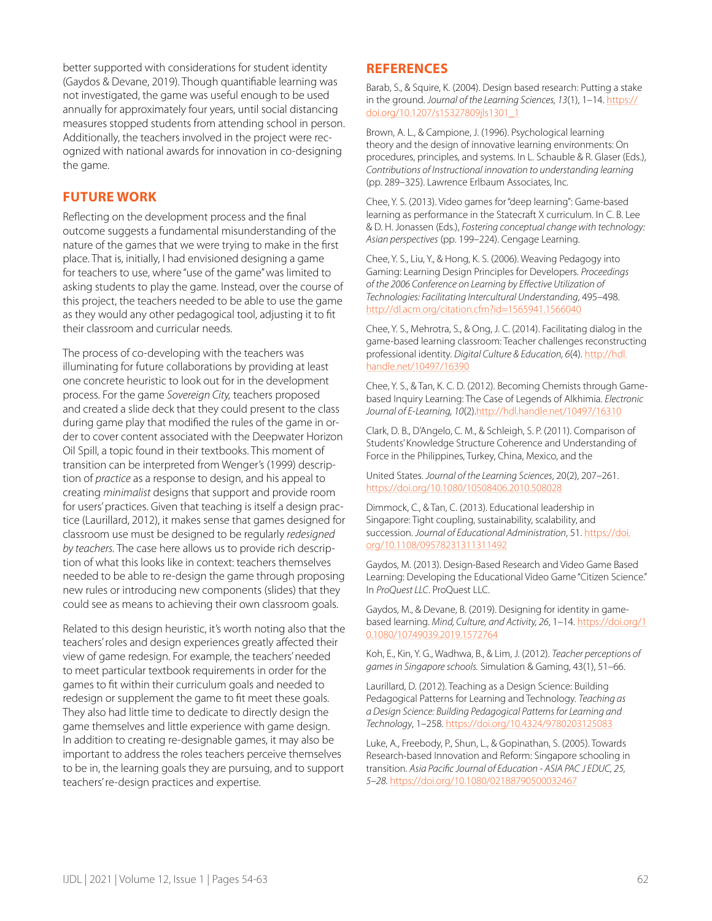better supported with considerations for student identity (Gaydos & Devane, 2019). Though quantifiable learning was not investigated, the game was useful enough to be used annually for approximately four years, until social distancing measures stopped students from attending school in person. Additionally, the teachers involved in the project were recognized with national awards for innovation in co-designing the game.

## FUTURE WORK

Reflecting on the development process and the final outcome suggests a fundamental misunderstanding of the nature of the games that we were trying to make in the first place. That is, initially, I had envisioned designing a game for teachers to use, where "use of the game" was limited to asking students to play the game. Instead, over the course of this project, the teachers needed to be able to use the game as they would any other pedagogical tool, adjusting it to fit their classroom and curricular needs.

The process of co-developing with the teachers was illuminating for future collaborations by providing at least one concrete heuristic to look out for in the development process. For the game *Sovereign City,* teachers proposed and created a slide deck that they could present to the class during game play that modified the rules of the game in order to cover content associated with the Deepwater Horizon Oil Spill, a topic found in their textbooks. This moment of transition can be interpreted from Wenger's (1999) description of *practice* as a response to design, and his appeal to creating *minimalist* designs that support and provide room for users' practices. Given that teaching is itself a design practice (Laurillard, 2012), it makes sense that games designed for classroom use must be designed to be regularly *redesigned by teachers.* The case here allows us to provide rich description of what this looks like in context: teachers themselves needed to be able to re-design the game through proposing new rules or introducing new components (slides) that they could see as means to achieving their own classroom goals.

Related to this design heuristic, it's worth noting also that the teachers' roles and design experiences greatly affected their view of game redesign. For example, the teachers' needed to meet particular textbook requirements in order for the games to fit within their curriculum goals and needed to redesign or supplement the game to fit meet these goals. They also had little time to dedicate to directly design the game themselves and little experience with game design. In addition to creating re-designable games, it may also be important to address the roles teachers perceive themselves to be in, the learning goals they are pursuing, and to support teachers' re-design practices and expertise.

## REFERENCES

Barab, S., & Squire, K. (2004). Design based research: Putting a stake in the ground. *Journal of the Learning Sciences, 13*(1), 1–14. https://doi.org/10.1207/s15327809jls1301_1

Brown, A. L., & Campione, J. (1996). Psychological learning theory and the design of innovative learning environments: On procedures, principles, and systems. In L. Schauble & R. Glaser (Eds.), *Contributions of Instructional innovation to understanding learning* (pp. 289–325). Lawrence Erlbaum Associates, Inc.

Chee, Y. S. (2013). Video games for "deep learning": Game-based learning as performance in the Statecraft X curriculum. In C. B. Lee & D. H. Jonassen (Eds.), *Fostering conceptual change with technology: Asian perspectives* (pp. 199–224). Cengage Learning.

Chee, Y. S., Liu, Y., & Hong, K. S. (2006). Weaving Pedagogy into Gaming: Learning Design Principles for Developers. *Proceedings of the 2006 Conference on Learning by Effective Utilization of Technologies: Facilitating Intercultural Understanding*, 495–498. http://dl.acm.org/citation.cfm?id=1565941.1566040

Chee, Y. S., Mehrotra, S., & Ong, J. C. (2014). Facilitating dialog in the game-based learning classroom: Teacher challenges reconstructing professional identity. *Digital Culture & Education, 6*(4). http://hdl.handle.net/10497/16390

Chee, Y. S., & Tan, K. C. D. (2012). Becoming Chemists through Game-based Inquiry Learning: The Case of Legends of Alkhimia. *Electronic Journal of E-Learning, 10*(2).http://hdl.handle.net/10497/16310

Clark, D. B., D'Angelo, C. M., & Schleigh, S. P. (2011). Comparison of Students' Knowledge Structure Coherence and Understanding of Force in the Philippines, Turkey, China, Mexico, and the United States. *Journal of the Learning Sciences*, 20(2), 207–261. https://doi.org/10.1080/10508406.2010.508028

Dimmock, C., & Tan, C. (2013). Educational leadership in Singapore: Tight coupling, sustainability, scalability, and succession. *Journal of Educational Administration*, 51. https://doi.org/10.1108/09578231311311492

Gaydos, M. (2013). Design-Based Research and Video Game Based Learning: Developing the Educational Video Game "Citizen Science." In *ProQuest LLC*. ProQuest LLC.

Gaydos, M., & Devane, B. (2019). Designing for identity in game-based learning. *Mind, Culture, and Activity, 26*, 1–14. https://doi.org/10.1080/10749039.2019.1572764

Koh, E., Kin, Y. G., Wadhwa, B., & Lim, J. (2012). *Teacher perceptions of games in Singapore schools.* Simulation & Gaming, 43(1), 51–66.

Laurillard, D. (2012). Teaching as a Design Science: Building Pedagogical Patterns for Learning and Technology. *Teaching as a Design Science: Building Pedagogical Patterns for Learning and Technology*, 1–258. https://doi.org/10.4324/9780203125083

Luke, A., Freebody, P., Shun, L., & Gopinathan, S. (2005). Towards Research-based Innovation and Reform: Singapore schooling in transition. *Asia Pacific Journal of Education - ASIA PAC J EDUC, 25, 5–28.* https://doi.org/10.1080/02188790500032467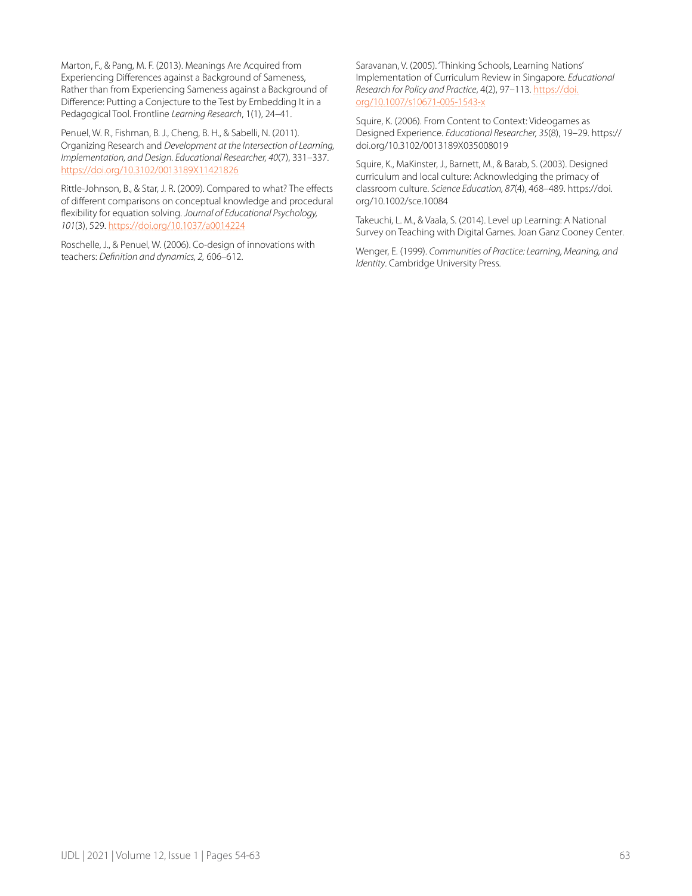Marton, F., & Pang, M. F. (2013). Meanings Are Acquired from Experiencing Differences against a Background of Sameness, Rather than from Experiencing Sameness against a Background of Difference: Putting a Conjecture to the Test by Embedding It in a Pedagogical Tool. Frontline *Learning Research*, 1(1), 24–41.

Penuel, W. R., Fishman, B. J., Cheng, B. H., & Sabelli, N. (2011). Organizing Research and *Development at the Intersection of Learning, Implementation, and Design. Educational Researcher, 40*(7), 331–337. https://doi.org/10.3102/0013189X11421826

Rittle-Johnson, B., & Star, J. R. (2009). Compared to what? The effects of different comparisons on conceptual knowledge and procedural flexibility for equation solving. *Journal of Educational Psychology, 101*(3), 529. https://doi.org/10.1037/a0014224

Roschelle, J., & Penuel, W. (2006). Co-design of innovations with teachers: *Definition and dynamics, 2,* 606–612.

Saravanan, V. (2005). 'Thinking Schools, Learning Nations' Implementation of Curriculum Review in Singapore. *Educational Research for Policy and Practice*, 4(2), 97–113. https://doi.org/10.1007/s10671-005-1543-x

Squire, K. (2006). From Content to Context: Videogames as Designed Experience. *Educational Researcher, 35*(8), 19–29. https://doi.org/10.3102/0013189X035008019

Squire, K., MaKinster, J., Barnett, M., & Barab, S. (2003). Designed curriculum and local culture: Acknowledging the primacy of classroom culture. *Science Education, 87*(4), 468–489. https://doi.org/10.1002/sce.10084

Takeuchi, L. M., & Vaala, S. (2014). Level up Learning: A National Survey on Teaching with Digital Games. Joan Ganz Cooney Center.

Wenger, E. (1999). *Communities of Practice: Learning, Meaning, and Identity*. Cambridge University Press.